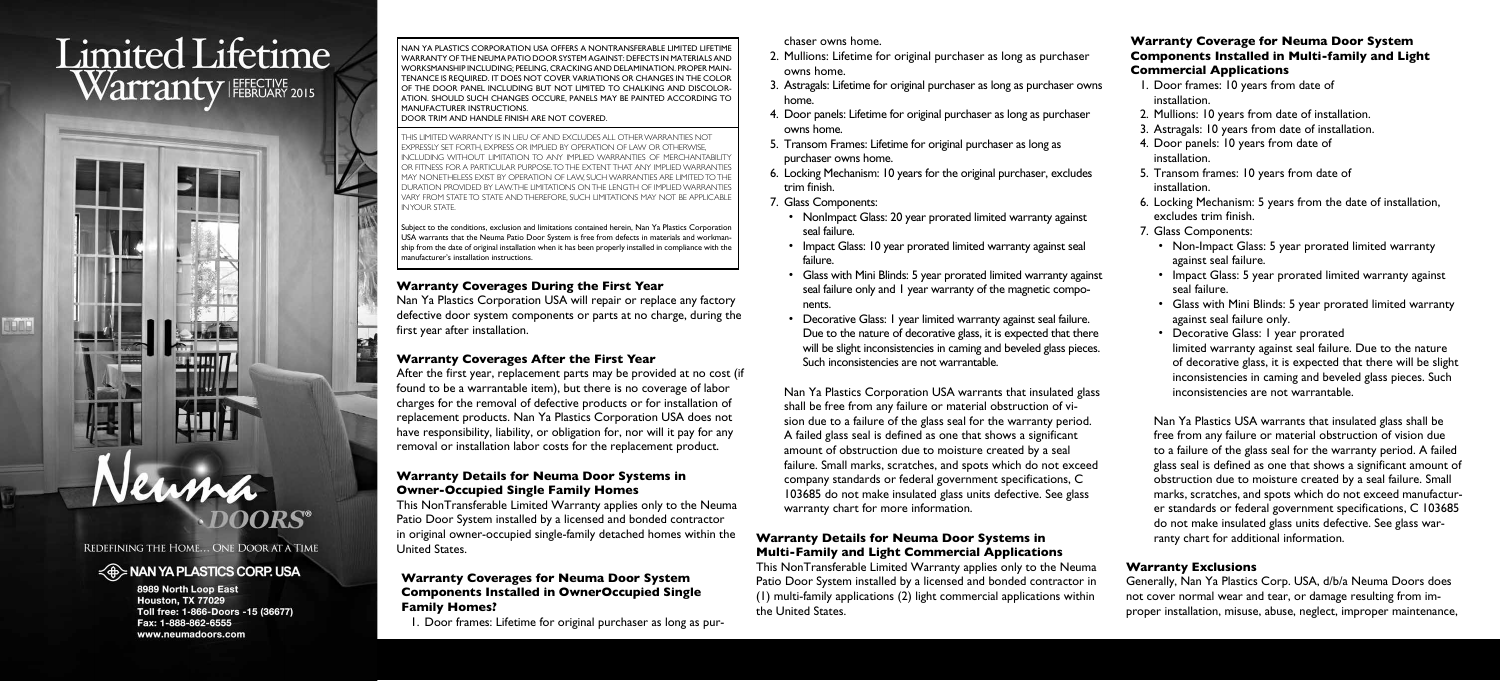# Limited Lifetime Warranty

EFFECTIVE FEBRUARY 2015

Neuma DOORS®

Redefining the Home… One Door at a Time

NAN YA PLASTICS CORP. USA

8989 North Loop East
Houston, TX 77029
Toll free: 1-866-Doors -15 (36677)
Fax: 1-888-862-6555
www.neumadoors.com

NAN YA PLASTICS CORPORATION USA OFFERS A NONTRANSFERABLE LIMITED LIFETIME WARRANTY OF THE NEUMA PATIO DOOR SYSTEM AGAINST: DEFECTS IN MATERIALS AND WORKMANSHIP INCLUDING: PEELING, CRACKING AND DELAMINATION. PROPER MAINTENANCE IS REQUIRED. IT DOES NOT COVER VARIATIONS OR CHANGES IN THE COLOR OF THE DOOR PANEL INCLUDING BUT NOT LIMITED TO CHALKING AND DISCOLORATION. SHOULD SUCH CHANGES OCCURE, PANELS MAY BE PAINTED ACCORDING TO MANUFACTURER INSTRUCTIONS.
DOOR TRIM AND HANDLE FINISH ARE NOT COVERED.

THIS LIMITED WARRANTY IS IN LIEU OF AND EXCLUDES ALL OTHER WARRANTIES NOT EXPRESSLY SET FORTH, EXPRESS OR IMPLIED BY OPERATION OF LAW OR OTHERWISE, INCLUDING WITHOUT LIMITATION TO ANY IMPLIED WARRANTIES OF MERCHANTABILITY OR FITNESS FOR A PARTICULAR PURPOSE. TO THE EXTENT THAT ANY IMPLIED WARRANTIES MAY NONETHELESS EXIST BY OPERATION OF LAW, SUCH WARRANTIES ARE LIMITED TO THE DURATION PROVIDED BY LAW. THE LIMITATIONS ON THE LENGTH OF IMPLIED WARRANTIES VARY FROM STATE TO STATE AND THEREFORE, SUCH LIMITATIONS MAY NOT BE APPLICABLE IN YOUR STATE.

Subject to the conditions, exclusion and limitations contained herein, Nan Ya Plastics Corporation USA warrants that the Neuma Patio Door System is free from defects in materials and workmanship from the date of original installation when it has been properly installed in compliance with the manufacturer's installation instructions.

### Warranty Coverages During the First Year

Nan Ya Plastics Corporation USA will repair or replace any factory defective door system components or parts at no charge, during the first year after installation.

### Warranty Coverages After the First Year

After the first year, replacement parts may be provided at no cost (if found to be a warrantable item), but there is no coverage of labor charges for the removal of defective products or for installation of replacement products. Nan Ya Plastics Corporation USA does not have responsibility, liability, or obligation for, nor will it pay for any removal or installation labor costs for the replacement product.

### Warranty Details for Neuma Door Systems in Owner-Occupied Single Family Homes

This NonTransferable Limited Warranty applies only to the Neuma Patio Door System installed by a licensed and bonded contractor in original owner-occupied single-family detached homes within the United States.

### Warranty Coverages for Neuma Door System Components Installed in OwnerOccupied Single Family Homes?

1. Door frames: Lifetime for original purchaser as long as purchaser owns home.
2. Mullions: Lifetime for original purchaser as long as purchaser owns home.
3. Astragals: Lifetime for original purchaser as long as purchaser owns home.
4. Door panels: Lifetime for original purchaser as long as purchaser owns home.
5. Transom Frames: Lifetime for original purchaser as long as purchaser owns home.
6. Locking Mechanism: 10 years for the original purchaser, excludes trim finish.
7. Glass Components:
   - NonImpact Glass: 20 year prorated limited warranty against seal failure.
   - Impact Glass: 10 year prorated limited warranty against seal failure.
   - Glass with Mini Blinds: 5 year prorated limited warranty against seal failure only and 1 year warranty of the magnetic components.
   - Decorative Glass: 1 year limited warranty against seal failure. Due to the nature of decorative glass, it is expected that there will be slight inconsistencies in caming and beveled glass pieces. Such inconsistencies are not warrantable.

Nan Ya Plastics Corporation USA warrants that insulated glass shall be free from any failure or material obstruction of vision due to a failure of the glass seal for the warranty period. A failed glass seal is defined as one that shows a significant amount of obstruction due to moisture created by a seal failure. Small marks, scratches, and spots which do not exceed company standards or federal government specifications, C 103685 do not make insulated glass units defective. See glass warranty chart for more information.

### Warranty Details for Neuma Door Systems in Multi-Family and Light Commercial Applications

This NonTransferable Limited Warranty applies only to the Neuma Patio Door System installed by a licensed and bonded contractor in (1) multi-family applications (2) light commercial applications within the United States.

### Warranty Coverage for Neuma Door System Components Installed in Multi-family and Light Commercial Applications

1. Door frames: 10 years from date of installation.
2. Mullions: 10 years from date of installation.
3. Astragals: 10 years from date of installation.
4. Door panels: 10 years from date of installation.
5. Transom frames: 10 years from date of installation.
6. Locking Mechanism: 5 years from the date of installation, excludes trim finish.
7. Glass Components:
   - Non-Impact Glass: 5 year prorated limited warranty against seal failure.
   - Impact Glass: 5 year prorated limited warranty against seal failure.
   - Glass with Mini Blinds: 5 year prorated limited warranty against seal failure only.
   - Decorative Glass: 1 year prorated limited warranty against seal failure. Due to the nature of decorative glass, it is expected that there will be slight inconsistencies in caming and beveled glass pieces. Such inconsistencies are not warrantable.

Nan Ya Plastics USA warrants that insulated glass shall be free from any failure or material obstruction of vision due to a failure of the glass seal for the warranty period. A failed glass seal is defined as one that shows a significant amount of obstruction due to moisture created by a seal failure. Small marks, scratches, and spots which do not exceed manufacturer standards or federal government specifications, C 103685 do not make insulated glass units defective. See glass warranty chart for additional information.

### Warranty Exclusions

Generally, Nan Ya Plastics Corp. USA, d/b/a Neuma Doors does not cover normal wear and tear, or damage resulting from improper installation, misuse, abuse, neglect, improper maintenance,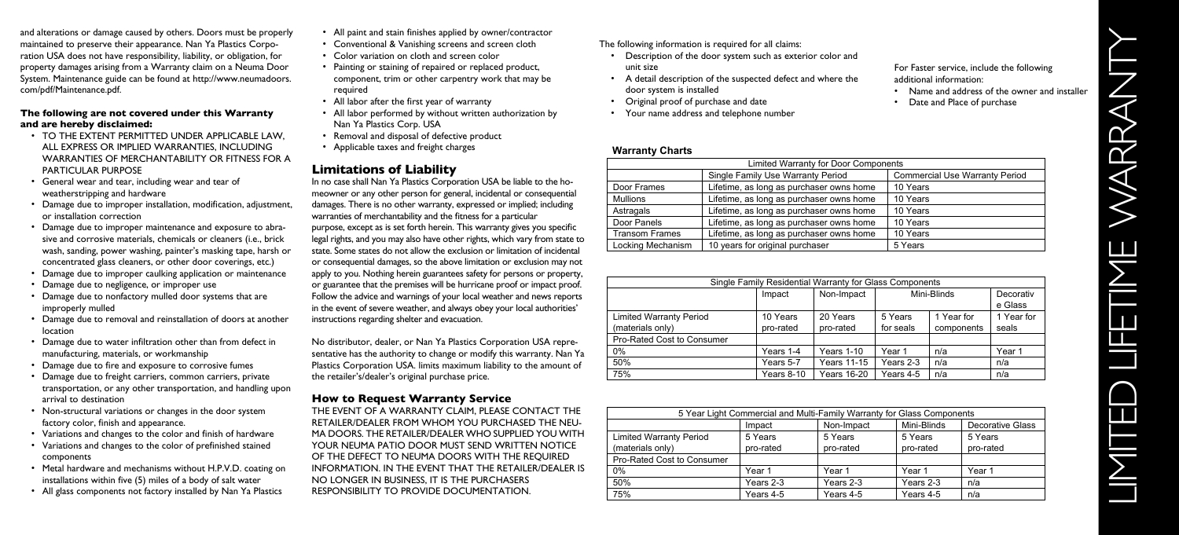and alterations or damage caused by others. Doors must be properly maintained to preserve their appearance. Nan Ya Plastics Corporation USA does not have responsibility, liability, or obligation, for property damages arising from a Warranty claim on a Neuma Door System. Maintenance guide can be found at http://www.neumadoors.com/pdf/Maintenance.pdf.

**The following are not covered under this Warranty and are hereby disclaimed:**

- TO THE EXTENT PERMITTED UNDER APPLICABLE LAW, ALL EXPRESS OR IMPLIED WARRANTIES, INCLUDING WARRANTIES OF MERCHANTABILITY OR FITNESS FOR A PARTICULAR PURPOSE
- General wear and tear, including wear and tear of weatherstripping and hardware
- Damage due to improper installation, modification, adjustment, or installation correction
- Damage due to improper maintenance and exposure to abrasive and corrosive materials, chemicals or cleaners (i.e., brick wash, sanding, power washing, painter's masking tape, harsh or concentrated glass cleaners, or other door coverings, etc.)
- Damage due to improper caulking application or maintenance
- Damage due to negligence, or improper use
- Damage due to nonfactory mulled door systems that are improperly mulled
- Damage due to removal and reinstallation of doors at another location
- Damage due to water infiltration other than from defect in manufacturing, materials, or workmanship
- Damage due to fire and exposure to corrosive fumes
- Damage due to freight carriers, common carriers, private transportation, or any other transportation, and handling upon arrival to destination
- Non-structural variations or changes in the door system factory color, finish and appearance.
- Variations and changes to the color and finish of hardware
- Variations and changes to the color of prefinished stained components
- Metal hardware and mechanisms without H.P.V.D. coating on installations within five (5) miles of a body of salt water
- All glass components not factory installed by Nan Ya Plastics
- All paint and stain finishes applied by owner/contractor
- Conventional & Vanishing screens and screen cloth
- Color variation on cloth and screen color
- Painting or staining of repaired or replaced product, component, trim or other carpentry work that may be required
- All labor after the first year of warranty
- All labor performed by without written authorization by Nan Ya Plastics Corp. USA
- Removal and disposal of defective product
- Applicable taxes and freight charges

## Limitations of Liability

In no case shall Nan Ya Plastics Corporation USA be liable to the homeowner or any other person for general, incidental or consequential damages. There is no other warranty, expressed or implied; including warranties of merchantability and the fitness for a particular purpose, except as is set forth herein. This warranty gives you specific legal rights, and you may also have other rights, which vary from state to state. Some states do not allow the exclusion or limitation of incidental or consequential damages, so the above limitation or exclusion may not apply to you. Nothing herein guarantees safety for persons or property, or guarantee that the premises will be hurricane proof or impact proof. Follow the advice and warnings of your local weather and news reports in the event of severe weather, and always obey your local authorities' instructions regarding shelter and evacuation.

No distributor, dealer, or Nan Ya Plastics Corporation USA representative has the authority to change or modify this warranty. Nan Ya Plastics Corporation USA. limits maximum liability to the amount of the retailer's/dealer's original purchase price.

## How to Request Warranty Service

THE EVENT OF A WARRANTY CLAIM, PLEASE CONTACT THE RETAILER/DEALER FROM WHOM YOU PURCHASED THE NEUMA DOORS. THE RETAILER/DEALER WHO SUPPLIED YOU WITH YOUR NEUMA PATIO DOOR MUST SEND WRITTEN NOTICE OF THE DEFECT TO NEUMA DOORS WITH THE REQUIRED INFORMATION. IN THE EVENT THAT THE RETAILER/DEALER IS NO LONGER IN BUSINESS, IT IS THE PURCHASERS RESPONSIBILITY TO PROVIDE DOCUMENTATION.

The following information is required for all claims:

- Description of the door system such as exterior color and unit size
- A detail description of the suspected defect and where the door system is installed
- Original proof of purchase and date
- Your name address and telephone number

For Faster service, include the following additional information:

- Name and address of the owner and installer
- Date and Place of purchase

### Warranty Charts

| Limited Warranty for Door Components | | |
|---|---|---|
| | Single Family Use Warranty Period | Commercial Use Warranty Period |
| Door Frames | Lifetime, as long as purchaser owns home | 10 Years |
| Mullions | Lifetime, as long as purchaser owns home | 10 Years |
| Astragals | Lifetime, as long as purchaser owns home | 10 Years |
| Door Panels | Lifetime, as long as purchaser owns home | 10 Years |
| Transom Frames | Lifetime, as long as purchaser owns home | 10 Years |
| Locking Mechanism | 10 years for original purchaser | 5 Years |

| Single Family Residential Warranty for Glass Components | | | | | |
|---|---|---|---|---|---|
| | Impact | Non-Impact | Mini-Blinds | | Decorative Glass |
| Limited Warranty Period (materials only) | 10 Years pro-rated | 20 Years pro-rated | 5 Years for seals | 1 Year for components | 1 Year for seals |
| Pro-Rated Cost to Consumer | | | | | |
| 0% | Years 1-4 | Years 1-10 | Year 1 | n/a | Year 1 |
| 50% | Years 5-7 | Years 11-15 | Years 2-3 | n/a | n/a |
| 75% | Years 8-10 | Years 16-20 | Years 4-5 | n/a | n/a |

| 5 Year Light Commercial and Multi-Family Warranty for Glass Components | | | | |
|---|---|---|---|---|
| | Impact | Non-Impact | Mini-Blinds | Decorative Glass |
| Limited Warranty Period (materials only) | 5 Years pro-rated | 5 Years pro-rated | 5 Years pro-rated | 5 Years pro-rated |
| Pro-Rated Cost to Consumer | | | | |
| 0% | Year 1 | Year 1 | Year 1 | Year 1 |
| 50% | Years 2-3 | Years 2-3 | Years 2-3 | n/a |
| 75% | Years 4-5 | Years 4-5 | Years 4-5 | n/a |

LIMITED LIFETIME WARRANTY